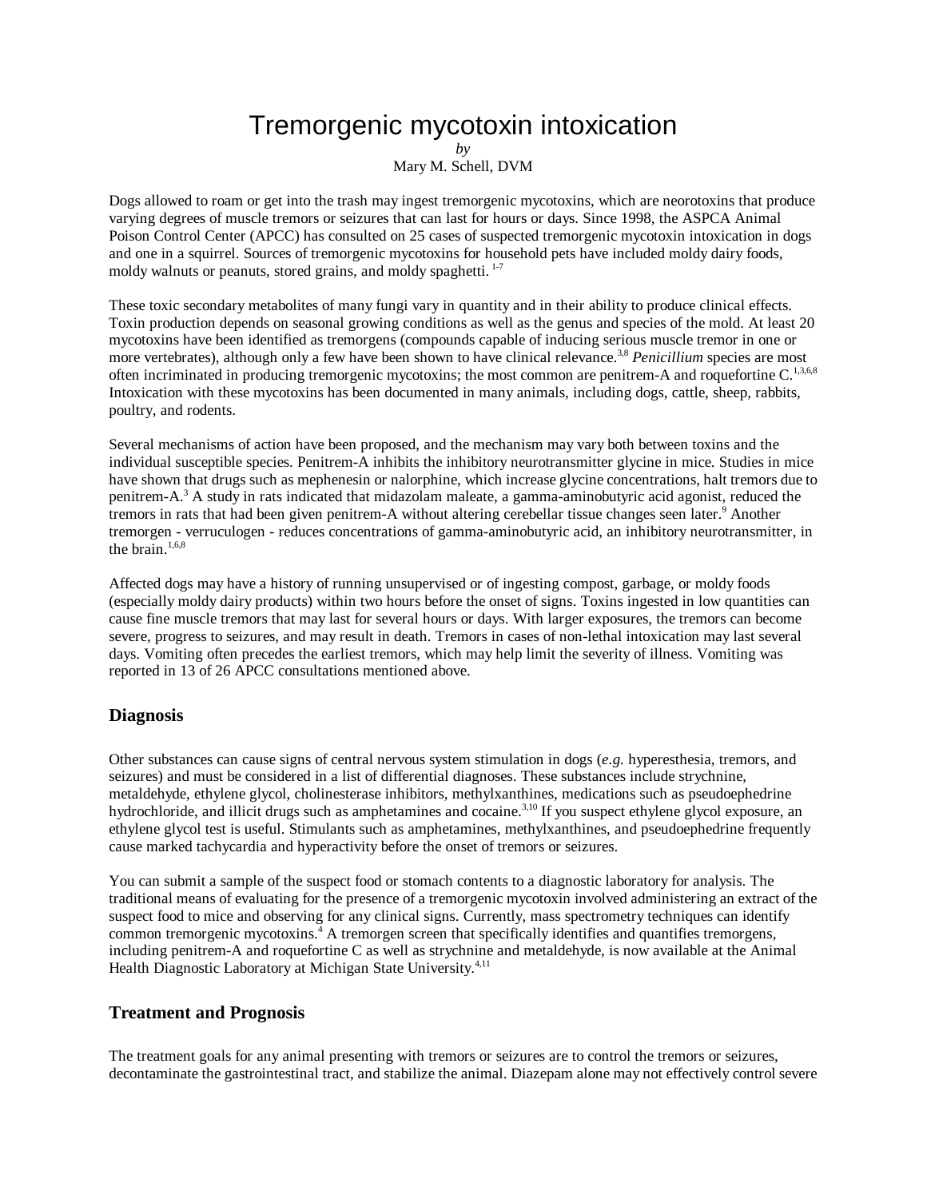# Tremorgenic mycotoxin intoxication

*by*
Mary M. Schell, DVM

Dogs allowed to roam or get into the trash may ingest tremorgenic mycotoxins, which are neorotoxins that produce varying degrees of muscle tremors or seizures that can last for hours or days. Since 1998, the ASPCA Animal Poison Control Center (APCC) has consulted on 25 cases of suspected tremorgenic mycotoxin intoxication in dogs and one in a squirrel. Sources of tremorgenic mycotoxins for household pets have included moldy dairy foods, moldy walnuts or peanuts, stored grains, and moldy spaghetti. [1-7]

These toxic secondary metabolites of many fungi vary in quantity and in their ability to produce clinical effects. Toxin production depends on seasonal growing conditions as well as the genus and species of the mold. At least 20 mycotoxins have been identified as tremorgens (compounds capable of inducing serious muscle tremor in one or more vertebrates), although only a few have been shown to have clinical relevance.[3,8] *Penicillium* species are most often incriminated in producing tremorgenic mycotoxins; the most common are penitrem-A and roquefortine C.[1,3,6,8] Intoxication with these mycotoxins has been documented in many animals, including dogs, cattle, sheep, rabbits, poultry, and rodents.

Several mechanisms of action have been proposed, and the mechanism may vary both between toxins and the individual susceptible species. Penitrem-A inhibits the inhibitory neurotransmitter glycine in mice. Studies in mice have shown that drugs such as mephenesin or nalorphine, which increase glycine concentrations, halt tremors due to penitrem-A.[3] A study in rats indicated that midazolam maleate, a gamma-aminobutyric acid agonist, reduced the tremors in rats that had been given penitrem-A without altering cerebellar tissue changes seen later.[9] Another tremorgen - verruculogen - reduces concentrations of gamma-aminobutyric acid, an inhibitory neurotransmitter, in the brain.[1,6,8]

Affected dogs may have a history of running unsupervised or of ingesting compost, garbage, or moldy foods (especially moldy dairy products) within two hours before the onset of signs. Toxins ingested in low quantities can cause fine muscle tremors that may last for several hours or days. With larger exposures, the tremors can become severe, progress to seizures, and may result in death. Tremors in cases of non-lethal intoxication may last several days. Vomiting often precedes the earliest tremors, which may help limit the severity of illness. Vomiting was reported in 13 of 26 APCC consultations mentioned above.

## Diagnosis

Other substances can cause signs of central nervous system stimulation in dogs (*e.g.* hyperesthesia, tremors, and seizures) and must be considered in a list of differential diagnoses. These substances include strychnine, metaldehyde, ethylene glycol, cholinesterase inhibitors, methylxanthines, medications such as pseudoephedrine hydrochloride, and illicit drugs such as amphetamines and cocaine.[3,10] If you suspect ethylene glycol exposure, an ethylene glycol test is useful. Stimulants such as amphetamines, methylxanthines, and pseudoephedrine frequently cause marked tachycardia and hyperactivity before the onset of tremors or seizures.

You can submit a sample of the suspect food or stomach contents to a diagnostic laboratory for analysis. The traditional means of evaluating for the presence of a tremorgenic mycotoxin involved administering an extract of the suspect food to mice and observing for any clinical signs. Currently, mass spectrometry techniques can identify common tremorgenic mycotoxins.[4] A tremorgen screen that specifically identifies and quantifies tremorgens, including penitrem-A and roquefortine C as well as strychnine and metaldehyde, is now available at the Animal Health Diagnostic Laboratory at Michigan State University.[4,11]

## Treatment and Prognosis

The treatment goals for any animal presenting with tremors or seizures are to control the tremors or seizures, decontaminate the gastrointestinal tract, and stabilize the animal. Diazepam alone may not effectively control severe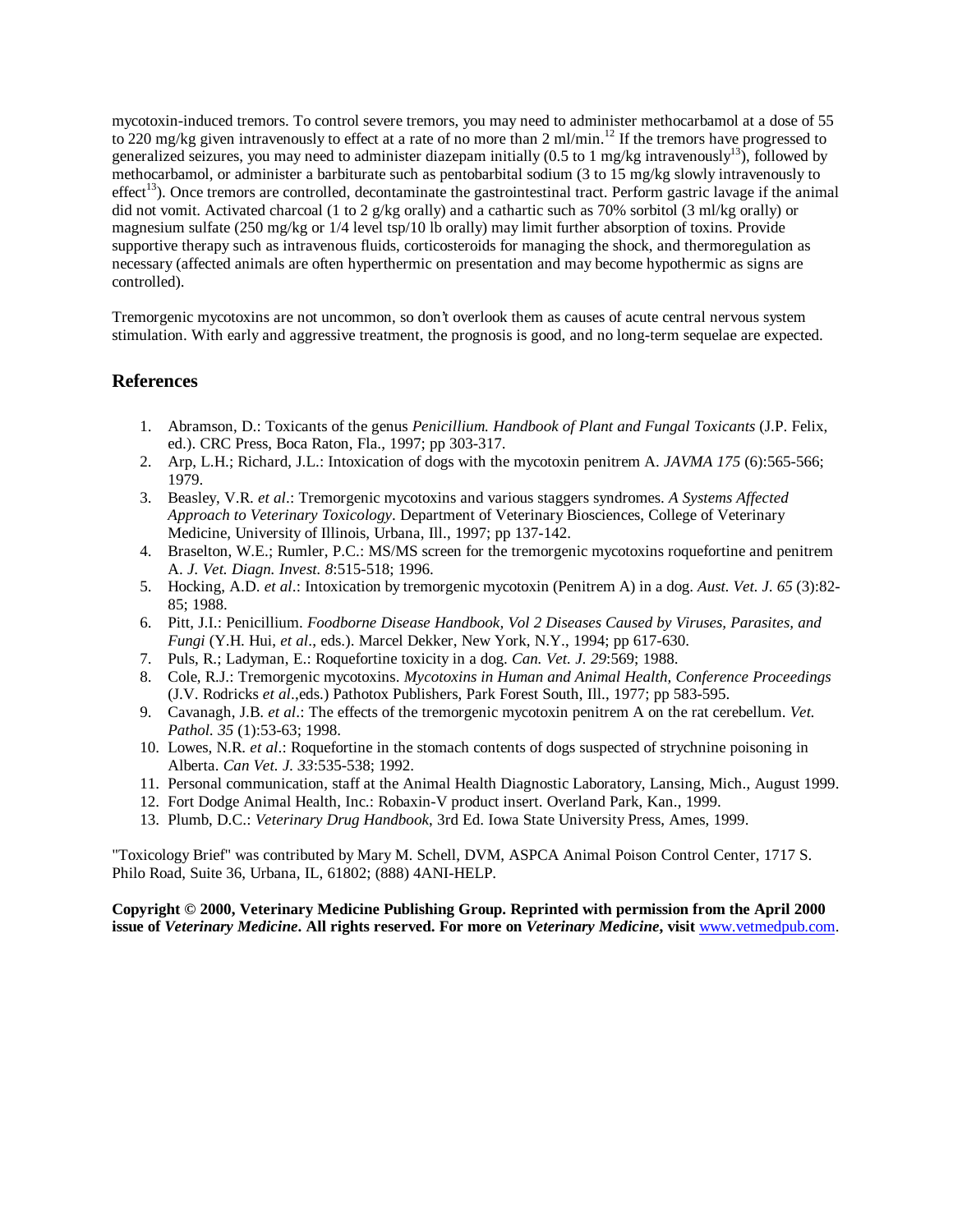mycotoxin-induced tremors. To control severe tremors, you may need to administer methocarbamol at a dose of 55 to 220 mg/kg given intravenously to effect at a rate of no more than 2 ml/min.[12] If the tremors have progressed to generalized seizures, you may need to administer diazepam initially (0.5 to 1 mg/kg intravenously[13]), followed by methocarbamol, or administer a barbiturate such as pentobarbital sodium (3 to 15 mg/kg slowly intravenously to effect[13]). Once tremors are controlled, decontaminate the gastrointestinal tract. Perform gastric lavage if the animal did not vomit. Activated charcoal (1 to 2 g/kg orally) and a cathartic such as 70% sorbitol (3 ml/kg orally) or magnesium sulfate (250 mg/kg or 1/4 level tsp/10 lb orally) may limit further absorption of toxins. Provide supportive therapy such as intravenous fluids, corticosteroids for managing the shock, and thermoregulation as necessary (affected animals are often hyperthermic on presentation and may become hypothermic as signs are controlled).

Tremorgenic mycotoxins are not uncommon, so don't overlook them as causes of acute central nervous system stimulation. With early and aggressive treatment, the prognosis is good, and no long-term sequelae are expected.

## References

1. Abramson, D.: Toxicants of the genus *Penicillium. Handbook of Plant and Fungal Toxicants* (J.P. Felix, ed.). CRC Press, Boca Raton, Fla., 1997; pp 303-317.
2. Arp, L.H.; Richard, J.L.: Intoxication of dogs with the mycotoxin penitrem A. *JAVMA 175* (6):565-566; 1979.
3. Beasley, V.R. *et al*.: Tremorgenic mycotoxins and various staggers syndromes. *A Systems Affected Approach to Veterinary Toxicology*. Department of Veterinary Biosciences, College of Veterinary Medicine, University of Illinois, Urbana, Ill., 1997; pp 137-142.
4. Braselton, W.E.; Rumler, P.C.: MS/MS screen for the tremorgenic mycotoxins roquefortine and penitrem A. *J. Vet. Diagn. Invest. 8*:515-518; 1996.
5. Hocking, A.D. *et al*.: Intoxication by tremorgenic mycotoxin (Penitrem A) in a dog. *Aust. Vet. J. 65* (3):82-85; 1988.
6. Pitt, J.I.: Penicillium. *Foodborne Disease Handbook, Vol 2 Diseases Caused by Viruses, Parasites, and Fungi* (Y.H. Hui, *et al*., eds.). Marcel Dekker, New York, N.Y., 1994; pp 617-630.
7. Puls, R.; Ladyman, E.: Roquefortine toxicity in a dog. *Can. Vet. J. 29*:569; 1988.
8. Cole, R.J.: Tremorgenic mycotoxins. *Mycotoxins in Human and Animal Health, Conference Proceedings* (J.V. Rodricks *et al*.,eds.) Pathotox Publishers, Park Forest South, Ill., 1977; pp 583-595.
9. Cavanagh, J.B. *et al*.: The effects of the tremorgenic mycotoxin penitrem A on the rat cerebellum. *Vet. Pathol. 35* (1):53-63; 1998.
10. Lowes, N.R. *et al*.: Roquefortine in the stomach contents of dogs suspected of strychnine poisoning in Alberta. *Can Vet. J. 33*:535-538; 1992.
11. Personal communication, staff at the Animal Health Diagnostic Laboratory, Lansing, Mich., August 1999.
12. Fort Dodge Animal Health, Inc.: Robaxin-V product insert. Overland Park, Kan., 1999.
13. Plumb, D.C.: *Veterinary Drug Handbook*, 3rd Ed. Iowa State University Press, Ames, 1999.

"Toxicology Brief" was contributed by Mary M. Schell, DVM, ASPCA Animal Poison Control Center, 1717 S. Philo Road, Suite 36, Urbana, IL, 61802; (888) 4ANI-HELP.

**Copyright © 2000, Veterinary Medicine Publishing Group. Reprinted with permission from the April 2000 issue of *Veterinary Medicine*. All rights reserved. For more on *Veterinary Medicine*, visit** www.vetmedpub.com.